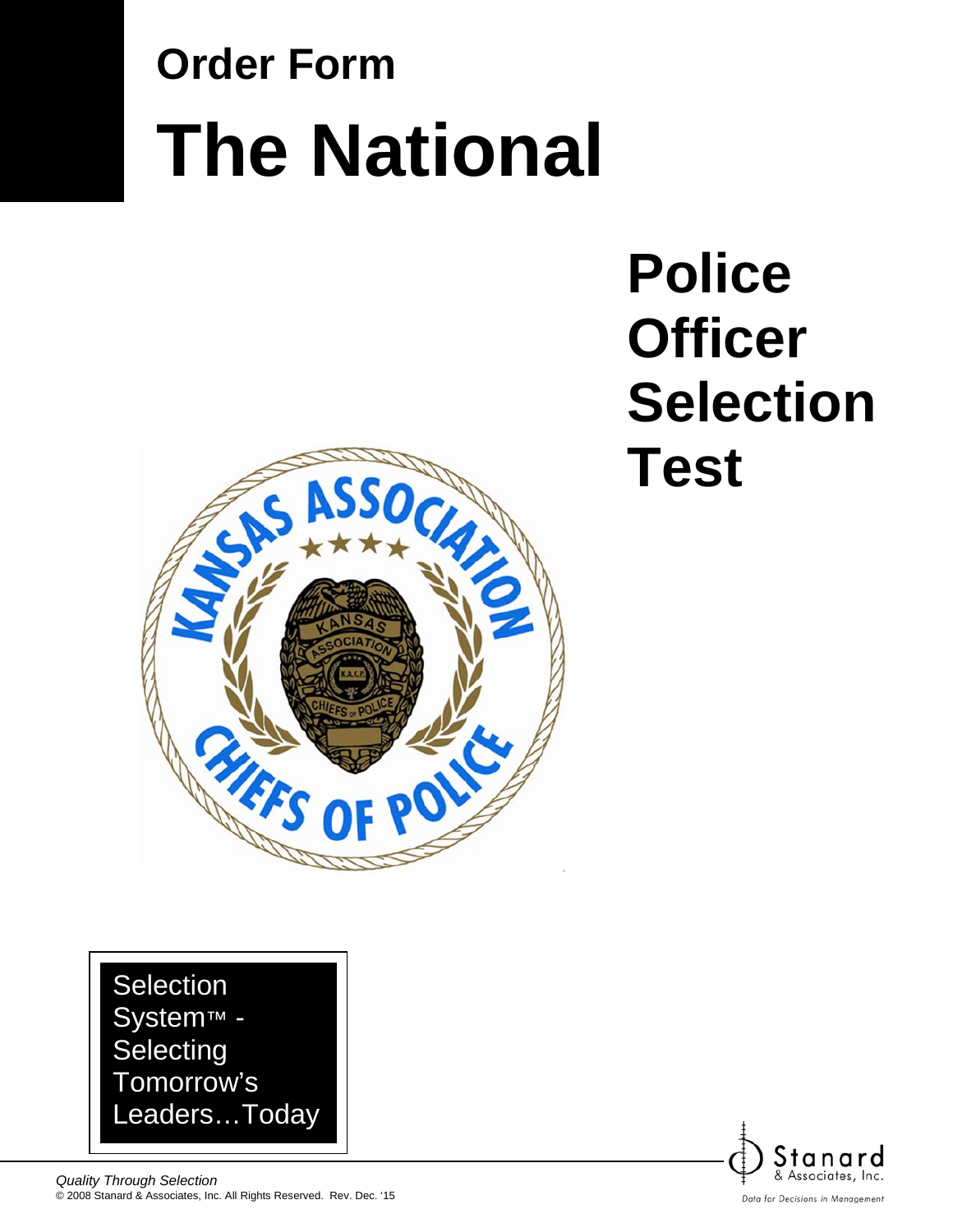# Order Form

# The National

# Police Officer Selection Test

Selection System™ - Selecting Tomorrow's Leaders…Today

*Quality Through Selection*

© 2008 Stanard & Associates, Inc. All Rights Reserved. Rev. Dec. '15

Stanard & Associates, Inc.

Data for Decisions in Management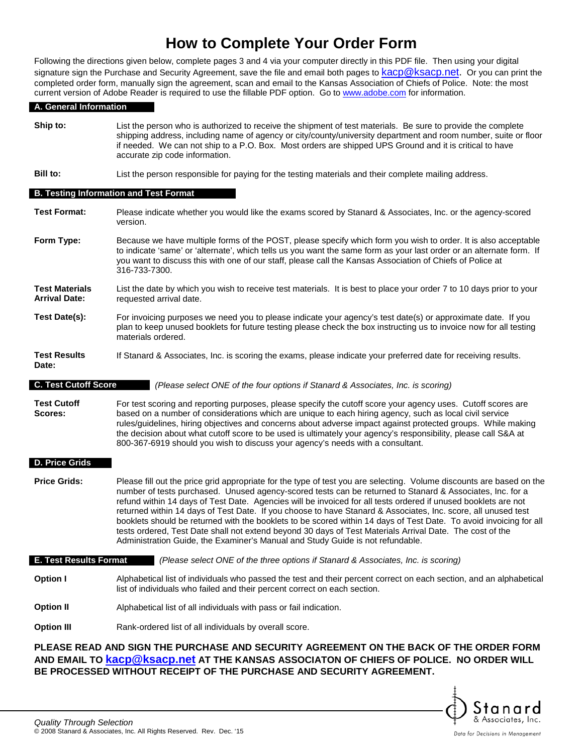# How to Complete Your Order Form

Following the directions given below, complete pages 3 and 4 via your computer directly in this PDF file. Then using your digital signature sign the Purchase and Security Agreement, save the file and email both pages to kacp@ksacp.net. Or you can print the completed order form, manually sign the agreement, scan and email to the Kansas Association of Chiefs of Police. Note: the most current version of Adobe Reader is required to use the fillable PDF option. Go to www.adobe.com for information.

## A. General Information

**Ship to:** List the person who is authorized to receive the shipment of test materials. Be sure to provide the complete shipping address, including name of agency or city/county/university department and room number, suite or floor if needed. We can not ship to a P.O. Box. Most orders are shipped UPS Ground and it is critical to have accurate zip code information.

**Bill to:** List the person responsible for paying for the testing materials and their complete mailing address.

## B. Testing Information and Test Format

**Test Format:** Please indicate whether you would like the exams scored by Stanard & Associates, Inc. or the agency-scored version.

**Form Type:** Because we have multiple forms of the POST, please specify which form you wish to order. It is also acceptable to indicate 'same' or 'alternate', which tells us you want the same form as your last order or an alternate form. If you want to discuss this with one of our staff, please call the Kansas Association of Chiefs of Police at 316-733-7300.

**Test Materials Arrival Date:** List the date by which you wish to receive test materials. It is best to place your order 7 to 10 days prior to your requested arrival date.

**Test Date(s):** For invoicing purposes we need you to please indicate your agency's test date(s) or approximate date. If you plan to keep unused booklets for future testing please check the box instructing us to invoice now for all testing materials ordered.

**Test Results Date:** If Stanard & Associates, Inc. is scoring the exams, please indicate your preferred date for receiving results.

## C. Test Cutoff Score

*(Please select ONE of the four options if Stanard & Associates, Inc. is scoring)*

**Test Cutoff Scores:** For test scoring and reporting purposes, please specify the cutoff score your agency uses. Cutoff scores are based on a number of considerations which are unique to each hiring agency, such as local civil service rules/guidelines, hiring objectives and concerns about adverse impact against protected groups. While making the decision about what cutoff score to be used is ultimately your agency's responsibility, please call S&A at 800-367-6919 should you wish to discuss your agency's needs with a consultant.

## D. Price Grids

**Price Grids:** Please fill out the price grid appropriate for the type of test you are selecting. Volume discounts are based on the number of tests purchased. Unused agency-scored tests can be returned to Stanard & Associates, Inc. for a refund within 14 days of Test Date. Agencies will be invoiced for all tests ordered if unused booklets are not returned within 14 days of Test Date. If you choose to have Stanard & Associates, Inc. score, all unused test booklets should be returned with the booklets to be scored within 14 days of Test Date. To avoid invoicing for all tests ordered, Test Date shall not extend beyond 30 days of Test Materials Arrival Date. The cost of the Administration Guide, the Examiner's Manual and Study Guide is not refundable.

## E. Test Results Format

*(Please select ONE of the three options if Stanard & Associates, Inc. is scoring)*

**Option I** Alphabetical list of individuals who passed the test and their percent correct on each section, and an alphabetical list of individuals who failed and their percent correct on each section.

**Option II** Alphabetical list of all individuals with pass or fail indication.

**Option III** Rank-ordered list of all individuals by overall score.

**PLEASE READ AND SIGN THE PURCHASE AND SECURITY AGREEMENT ON THE BACK OF THE ORDER FORM AND EMAIL TO kacp@ksacp.net AT THE KANSAS ASSOCIATON OF CHIEFS OF POLICE. NO ORDER WILL BE PROCESSED WITHOUT RECEIPT OF THE PURCHASE AND SECURITY AGREEMENT.**

*Quality Through Selection*
© 2008 Stanard & Associates, Inc. All Rights Reserved. Rev. Dec. '15

Stanard & Associates, Inc.
Data for Decisions in Management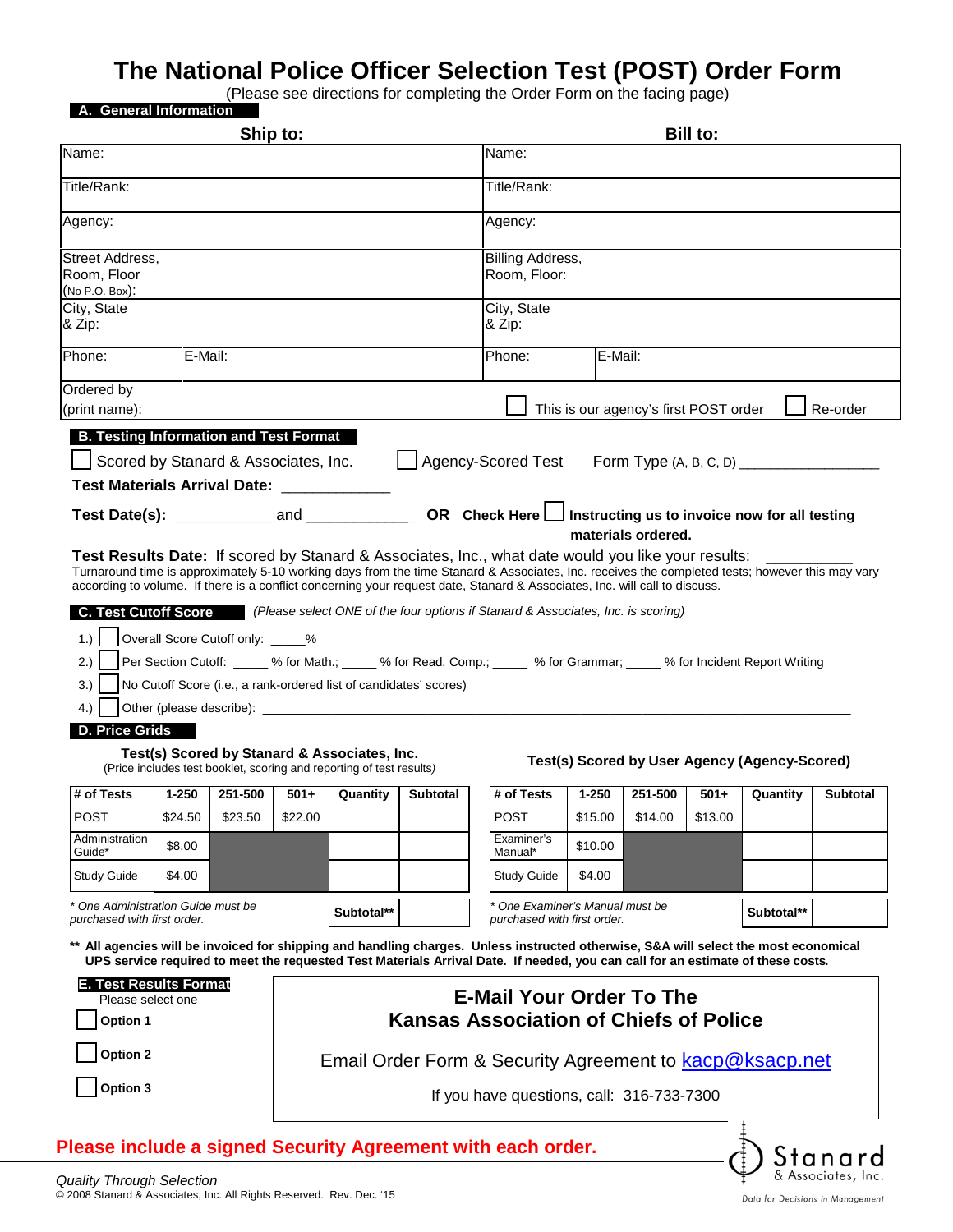# The National Police Officer Selection Test (POST) Order Form

(Please see directions for completing the Order Form on the facing page)

**A. General Information**

| Ship to: | | Bill to: | |
|---|---|---|---|
| Name: | | Name: | |
| Title/Rank: | | Title/Rank: | |
| Agency: | | Agency: | |
| Street Address, Room, Floor (No P.O. Box): | | Billing Address, Room, Floor: | |
| City, State & Zip: | | City, State & Zip: | |
| Phone: | E-Mail: | Phone: | E-Mail: |
| Ordered by (print name): | | ☐ This is our agency's first POST order | ☐ Re-order |

**B. Testing Information and Test Format**

☐ Scored by Stanard & Associates, Inc. ☐ Agency-Scored Test Form Type (A, B, C, D) ________________

**Test Materials Arrival Date:** ____________

**Test Date(s):** ___________ and ____________ **OR Check Here** ☐ **Instructing us to invoice now for all testing materials ordered.**

**Test Results Date:** If scored by Stanard & Associates, Inc., what date would you like your results: __________

Turnaround time is approximately 5-10 working days from the time Stanard & Associates, Inc. receives the completed tests; however this may vary according to volume. If there is a conflict concerning your request date, Stanard & Associates, Inc. will call to discuss.

**C. Test Cutoff Score** *(Please select ONE of the four options if Stanard & Associates, Inc. is scoring)*

1.) ☐ Overall Score Cutoff only: _____%

2.) ☐ Per Section Cutoff: _____ % for Math.; _____ % for Read. Comp.; _____ % for Grammar; _____ % for Incident Report Writing

3.) ☐ No Cutoff Score (i.e., a rank-ordered list of candidates' scores)

4.) ☐ Other (please describe): ________________________________________________

**D. Price Grids**

**Test(s) Scored by Stanard & Associates, Inc.**
(Price includes test booklet, scoring and reporting of test results)

| # of Tests | 1-250 | 251-500 | 501+ | Quantity | Subtotal |
|---|---|---|---|---|---|
| POST | $24.50 | $23.50 | $22.00 | | |
| Administration Guide* | $8.00 | | | | |
| Study Guide | $4.00 | | | | |
| | | | | Subtotal** | |

* One Administration Guide must be purchased with first order.

**Test(s) Scored by User Agency (Agency-Scored)**

| # of Tests | 1-250 | 251-500 | 501+ | Quantity | Subtotal |
|---|---|---|---|---|---|
| POST | $15.00 | $14.00 | $13.00 | | |
| Examiner's Manual* | $10.00 | | | | |
| Study Guide | $4.00 | | | | |
| | | | | Subtotal** | |

* One Examiner's Manual must be purchased with first order.

** **All agencies will be invoiced for shipping and handling charges. Unless instructed otherwise, S&A will select the most economical UPS service required to meet the requested Test Materials Arrival Date. If needed, you can call for an estimate of these costs.**

**E. Test Results Format**

Please select one

☐ **Option 1**

☐ **Option 2**

☐ **Option 3**

## E-Mail Your Order To The Kansas Association of Chiefs of Police

Email Order Form & Security Agreement to kacp@ksacp.net

If you have questions, call: 316-733-7300

**Please include a signed Security Agreement with each order.**

*Quality Through Selection*

© 2008 Stanard & Associates, Inc. All Rights Reserved. Rev. Dec. '15

Stanard & Associates, Inc.
Data for Decisions in Management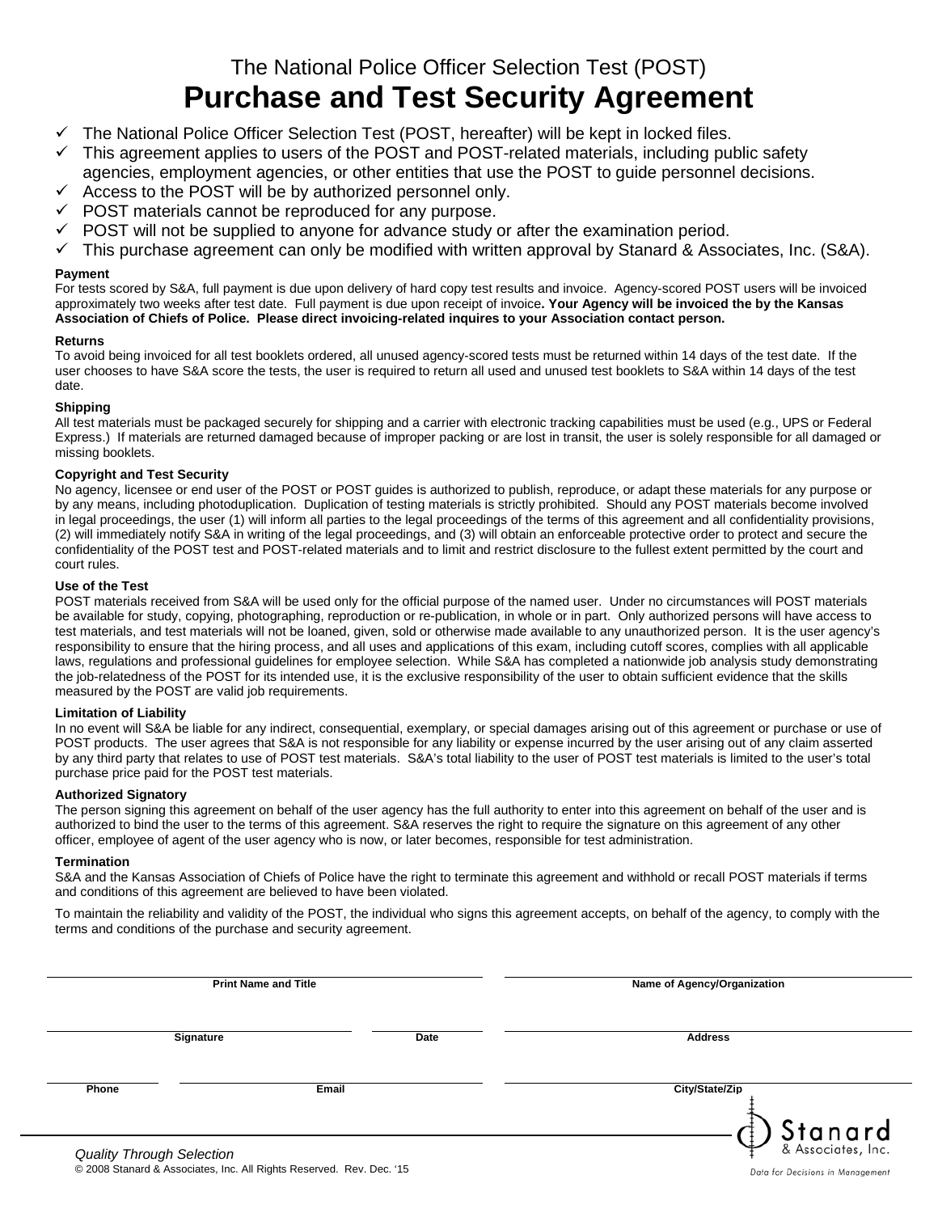# The National Police Officer Selection Test (POST)
# Purchase and Test Security Agreement

- ✓ The National Police Officer Selection Test (POST, hereafter) will be kept in locked files.
- ✓ This agreement applies to users of the POST and POST-related materials, including public safety agencies, employment agencies, or other entities that use the POST to guide personnel decisions.
- ✓ Access to the POST will be by authorized personnel only.
- ✓ POST materials cannot be reproduced for any purpose.
- ✓ POST will not be supplied to anyone for advance study or after the examination period.
- ✓ This purchase agreement can only be modified with written approval by Stanard & Associates, Inc. (S&A).

**Payment**

For tests scored by S&A, full payment is due upon delivery of hard copy test results and invoice. Agency-scored POST users will be invoiced approximately two weeks after test date. Full payment is due upon receipt of invoice**. Your Agency will be invoiced the by the Kansas Association of Chiefs of Police. Please direct invoicing-related inquires to your Association contact person.**

**Returns**

To avoid being invoiced for all test booklets ordered, all unused agency-scored tests must be returned within 14 days of the test date. If the user chooses to have S&A score the tests, the user is required to return all used and unused test booklets to S&A within 14 days of the test date.

**Shipping**

All test materials must be packaged securely for shipping and a carrier with electronic tracking capabilities must be used (e.g., UPS or Federal Express.) If materials are returned damaged because of improper packing or are lost in transit, the user is solely responsible for all damaged or missing booklets.

**Copyright and Test Security**

No agency, licensee or end user of the POST or POST guides is authorized to publish, reproduce, or adapt these materials for any purpose or by any means, including photoduplication. Duplication of testing materials is strictly prohibited. Should any POST materials become involved in legal proceedings, the user (1) will inform all parties to the legal proceedings of the terms of this agreement and all confidentiality provisions, (2) will immediately notify S&A in writing of the legal proceedings, and (3) will obtain an enforceable protective order to protect and secure the confidentiality of the POST test and POST-related materials and to limit and restrict disclosure to the fullest extent permitted by the court and court rules.

**Use of the Test**

POST materials received from S&A will be used only for the official purpose of the named user. Under no circumstances will POST materials be available for study, copying, photographing, reproduction or re-publication, in whole or in part. Only authorized persons will have access to test materials, and test materials will not be loaned, given, sold or otherwise made available to any unauthorized person. It is the user agency's responsibility to ensure that the hiring process, and all uses and applications of this exam, including cutoff scores, complies with all applicable laws, regulations and professional guidelines for employee selection. While S&A has completed a nationwide job analysis study demonstrating the job-relatedness of the POST for its intended use, it is the exclusive responsibility of the user to obtain sufficient evidence that the skills measured by the POST are valid job requirements.

**Limitation of Liability**

In no event will S&A be liable for any indirect, consequential, exemplary, or special damages arising out of this agreement or purchase or use of POST products. The user agrees that S&A is not responsible for any liability or expense incurred by the user arising out of any claim asserted by any third party that relates to use of POST test materials. S&A's total liability to the user of POST test materials is limited to the user's total purchase price paid for the POST test materials.

**Authorized Signatory**

The person signing this agreement on behalf of the user agency has the full authority to enter into this agreement on behalf of the user and is authorized to bind the user to the terms of this agreement. S&A reserves the right to require the signature on this agreement of any other officer, employee of agent of the user agency who is now, or later becomes, responsible for test administration.

**Termination**

S&A and the Kansas Association of Chiefs of Police have the right to terminate this agreement and withhold or recall POST materials if terms and conditions of this agreement are believed to have been violated.

To maintain the reliability and validity of the POST, the individual who signs this agreement accepts, on behalf of the agency, to comply with the terms and conditions of the purchase and security agreement.

**Print Name and Title** ______________________ **Name of Agency/Organization** ______________________

**Signature** ______________________ **Date** __________ **Address** ______________________

**Phone** __________ **Email** ______________________ **City/State/Zip** ______________________

*Quality Through Selection*

© 2008 Stanard & Associates, Inc. All Rights Reserved. Rev. Dec. '15

Stanard & Associates, Inc.
Data for Decisions in Management